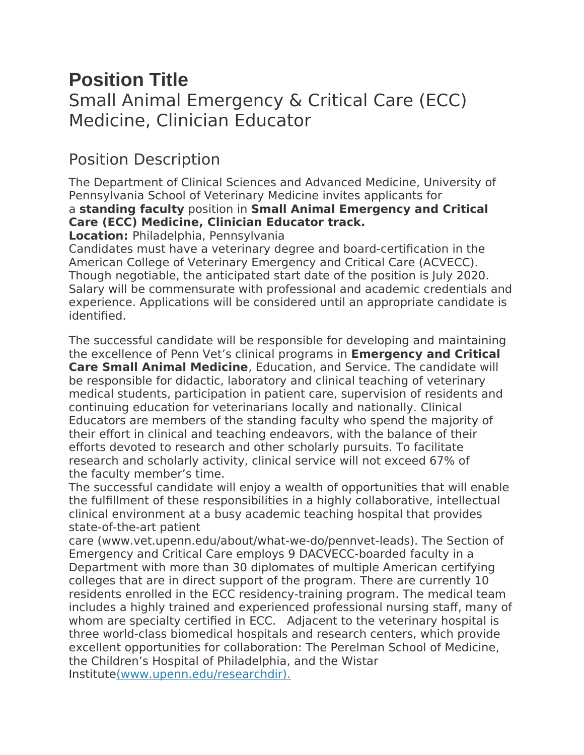# Position Title

Small Animal Emergency & Critical Care (ECC) Medicine, Clinician Educator

## Position Description

The Department of Clinical Sciences and Advanced Medicine, University of Pennsylvania School of Veterinary Medicine invites applicants for a **standing faculty** position in **Small Animal Emergency and Critical Care (ECC) Medicine, Clinician Educator track.**

**Location:** Philadelphia, Pennsylvania

Candidates must have a veterinary degree and board-certification in the American College of Veterinary Emergency and Critical Care (ACVECC). Though negotiable, the anticipated start date of the position is July 2020. Salary will be commensurate with professional and academic credentials and experience. Applications will be considered until an appropriate candidate is identified.

The successful candidate will be responsible for developing and maintaining the excellence of Penn Vet's clinical programs in **Emergency and Critical Care Small Animal Medicine**, Education, and Service. The candidate will be responsible for didactic, laboratory and clinical teaching of veterinary medical students, participation in patient care, supervision of residents and continuing education for veterinarians locally and nationally. Clinical Educators are members of the standing faculty who spend the majority of their effort in clinical and teaching endeavors, with the balance of their efforts devoted to research and other scholarly pursuits. To facilitate research and scholarly activity, clinical service will not exceed 67% of the faculty member's time.

The successful candidate will enjoy a wealth of opportunities that will enable the fulfillment of these responsibilities in a highly collaborative, intellectual clinical environment at a busy academic teaching hospital that provides state-of-the-art patient care (www.vet.upenn.edu/about/what-we-do/pennvet-leads). The Section of Emergency and Critical Care employs 9 DACVECC-boarded faculty in a Department with more than 30 diplomates of multiple American certifying colleges that are in direct support of the program. There are currently 10 residents enrolled in the ECC residency-training program. The medical team includes a highly trained and experienced professional nursing staff, many of whom are specialty certified in ECC. Adjacent to the veterinary hospital is three world-class biomedical hospitals and research centers, which provide excellent opportunities for collaboration: The Perelman School of Medicine, the Children's Hospital of Philadelphia, and the Wistar Institute(www.upenn.edu/researchdir).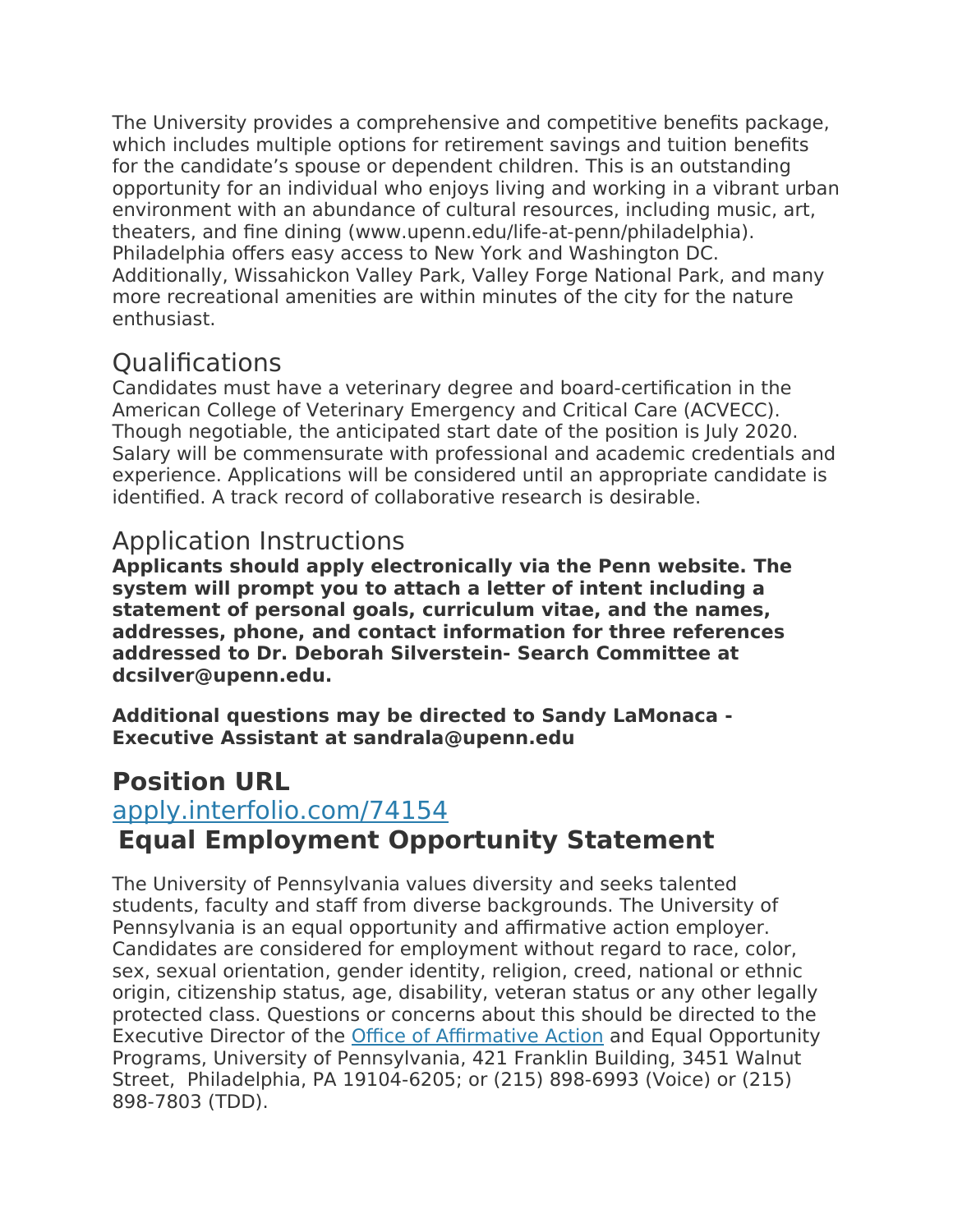The University provides a comprehensive and competitive benefits package, which includes multiple options for retirement savings and tuition benefits for the candidate's spouse or dependent children. This is an outstanding opportunity for an individual who enjoys living and working in a vibrant urban environment with an abundance of cultural resources, including music, art, theaters, and fine dining (www.upenn.edu/life-at-penn/philadelphia). Philadelphia offers easy access to New York and Washington DC. Additionally, Wissahickon Valley Park, Valley Forge National Park, and many more recreational amenities are within minutes of the city for the nature enthusiast.

## Qualifications

Candidates must have a veterinary degree and board-certification in the American College of Veterinary Emergency and Critical Care (ACVECC). Though negotiable, the anticipated start date of the position is July 2020. Salary will be commensurate with professional and academic credentials and experience. Applications will be considered until an appropriate candidate is identified. A track record of collaborative research is desirable.

## Application Instructions

**Applicants should apply electronically via the Penn website. The system will prompt you to attach a letter of intent including a statement of personal goals, curriculum vitae, and the names, addresses, phone, and contact information for three references addressed to Dr. Deborah Silverstein- Search Committee at dcsilver@upenn.edu.**

**Additional questions may be directed to Sandy LaMonaca - Executive Assistant at sandrala@upenn.edu**

## Position URL

[apply.interfolio.com/74154](apply.interfolio.com/74154)

## Equal Employment Opportunity Statement

The University of Pennsylvania values diversity and seeks talented students, faculty and staff from diverse backgrounds. The University of Pennsylvania is an equal opportunity and affirmative action employer. Candidates are considered for employment without regard to race, color, sex, sexual orientation, gender identity, religion, creed, national or ethnic origin, citizenship status, age, disability, veteran status or any other legally protected class. Questions or concerns about this should be directed to the Executive Director of the Office of Affirmative Action and Equal Opportunity Programs, University of Pennsylvania, 421 Franklin Building, 3451 Walnut Street, Philadelphia, PA 19104-6205; or (215) 898-6993 (Voice) or (215) 898-7803 (TDD).